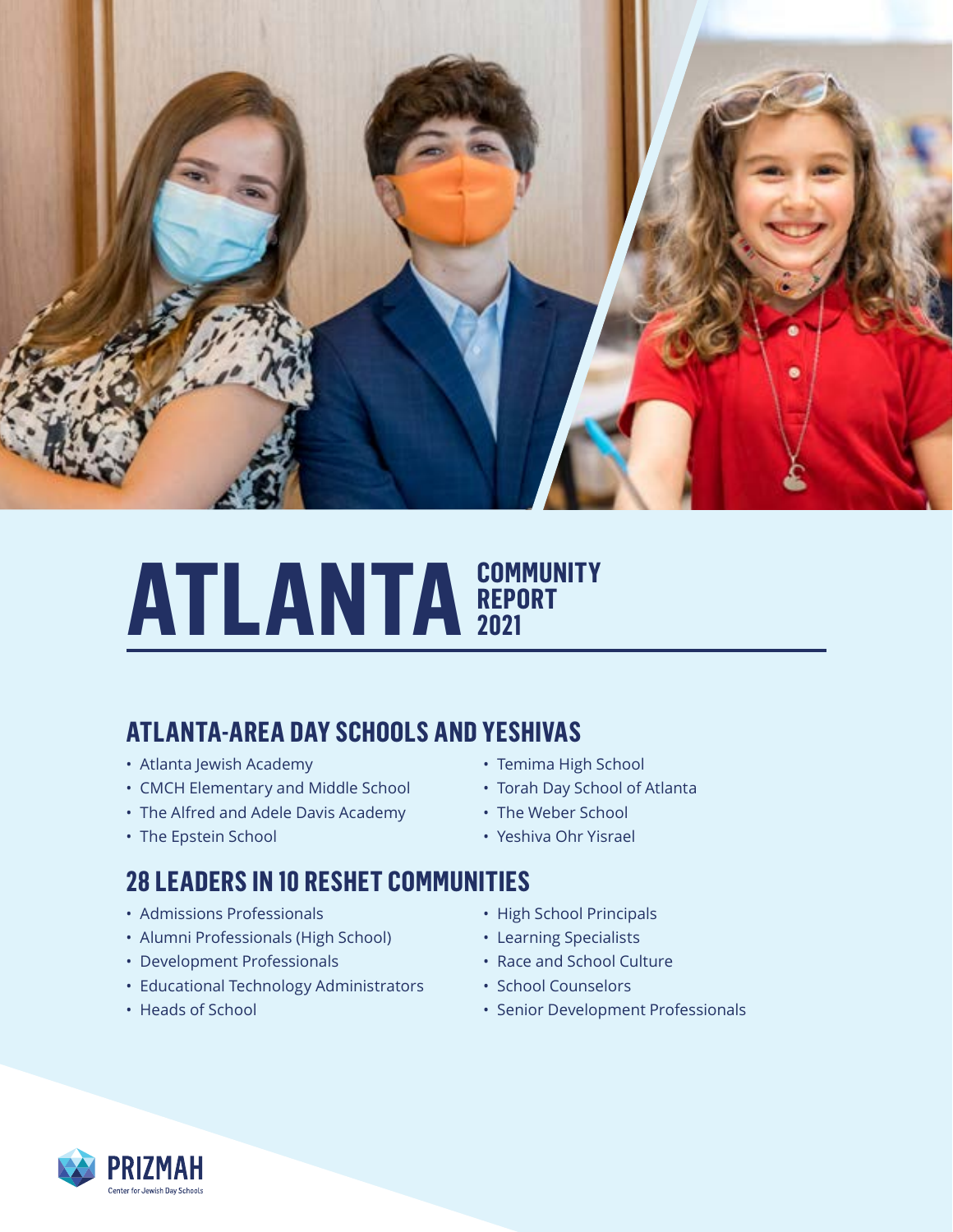# ATLANTA COMMUNITY REPORT 2021

## ATLANTA-AREA DAY SCHOOLS AND YESHIVAS

- Atlanta Jewish Academy
- CMCH Elementary and Middle School
- The Alfred and Adele Davis Academy
- The Epstein School
- Temima High School
- Torah Day School of Atlanta
- The Weber School
- Yeshiva Ohr Yisrael

## 28 LEADERS IN 10 RESHET COMMUNITIES

- Admissions Professionals
- Alumni Professionals (High School)
- Development Professionals
- Educational Technology Administrators
- Heads of School
- High School Principals
- Learning Specialists
- Race and School Culture
- School Counselors
- Senior Development Professionals

PRIZMAH
Center for Jewish Day Schools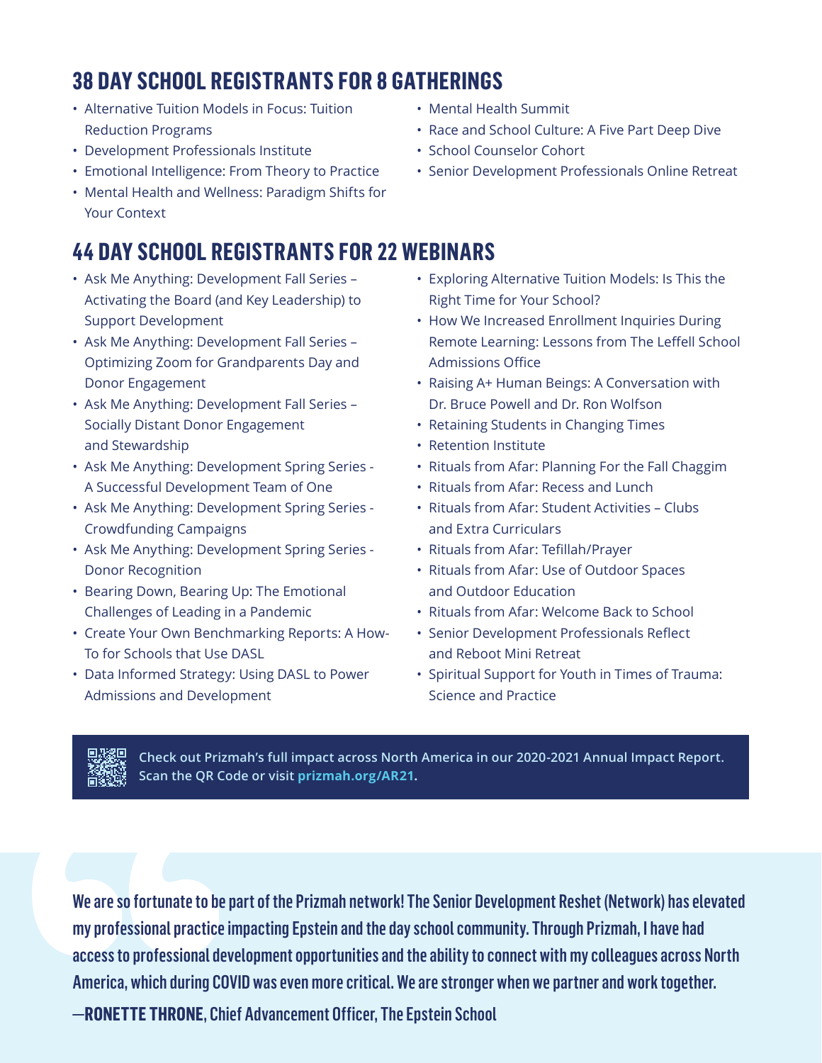## 38 DAY SCHOOL REGISTRANTS FOR 8 GATHERINGS

- Alternative Tuition Models in Focus: Tuition Reduction Programs
- Development Professionals Institute
- Emotional Intelligence: From Theory to Practice
- Mental Health and Wellness: Paradigm Shifts for Your Context
- Mental Health Summit
- Race and School Culture: A Five Part Deep Dive
- School Counselor Cohort
- Senior Development Professionals Online Retreat

## 44 DAY SCHOOL REGISTRANTS FOR 22 WEBINARS

- Ask Me Anything: Development Fall Series – Activating the Board (and Key Leadership) to Support Development
- Ask Me Anything: Development Fall Series – Optimizing Zoom for Grandparents Day and Donor Engagement
- Ask Me Anything: Development Fall Series – Socially Distant Donor Engagement and Stewardship
- Ask Me Anything: Development Spring Series - A Successful Development Team of One
- Ask Me Anything: Development Spring Series - Crowdfunding Campaigns
- Ask Me Anything: Development Spring Series - Donor Recognition
- Bearing Down, Bearing Up: The Emotional Challenges of Leading in a Pandemic
- Create Your Own Benchmarking Reports: A How-To for Schools that Use DASL
- Data Informed Strategy: Using DASL to Power Admissions and Development
- Exploring Alternative Tuition Models: Is This the Right Time for Your School?
- How We Increased Enrollment Inquiries During Remote Learning: Lessons from The Leffell School Admissions Office
- Raising A+ Human Beings: A Conversation with Dr. Bruce Powell and Dr. Ron Wolfson
- Retaining Students in Changing Times
- Retention Institute
- Rituals from Afar: Planning For the Fall Chaggim
- Rituals from Afar: Recess and Lunch
- Rituals from Afar: Student Activities – Clubs and Extra Curriculars
- Rituals from Afar: Tefillah/Prayer
- Rituals from Afar: Use of Outdoor Spaces and Outdoor Education
- Rituals from Afar: Welcome Back to School
- Senior Development Professionals Reflect and Reboot Mini Retreat
- Spiritual Support for Youth in Times of Trauma: Science and Practice

**Check out Prizmah's full impact across North America in our 2020-2021 Annual Impact Report. Scan the QR Code or visit prizmah.org/AR21.**

**We are so fortunate to be part of the Prizmah network! The Senior Development Reshet (Network) has elevated my professional practice impacting Epstein and the day school community. Through Prizmah, I have had access to professional development opportunities and the ability to connect with my colleagues across North America, which during COVID was even more critical. We are stronger when we partner and work together.**

—**RONETTE THRONE**, Chief Advancement Officer, The Epstein School